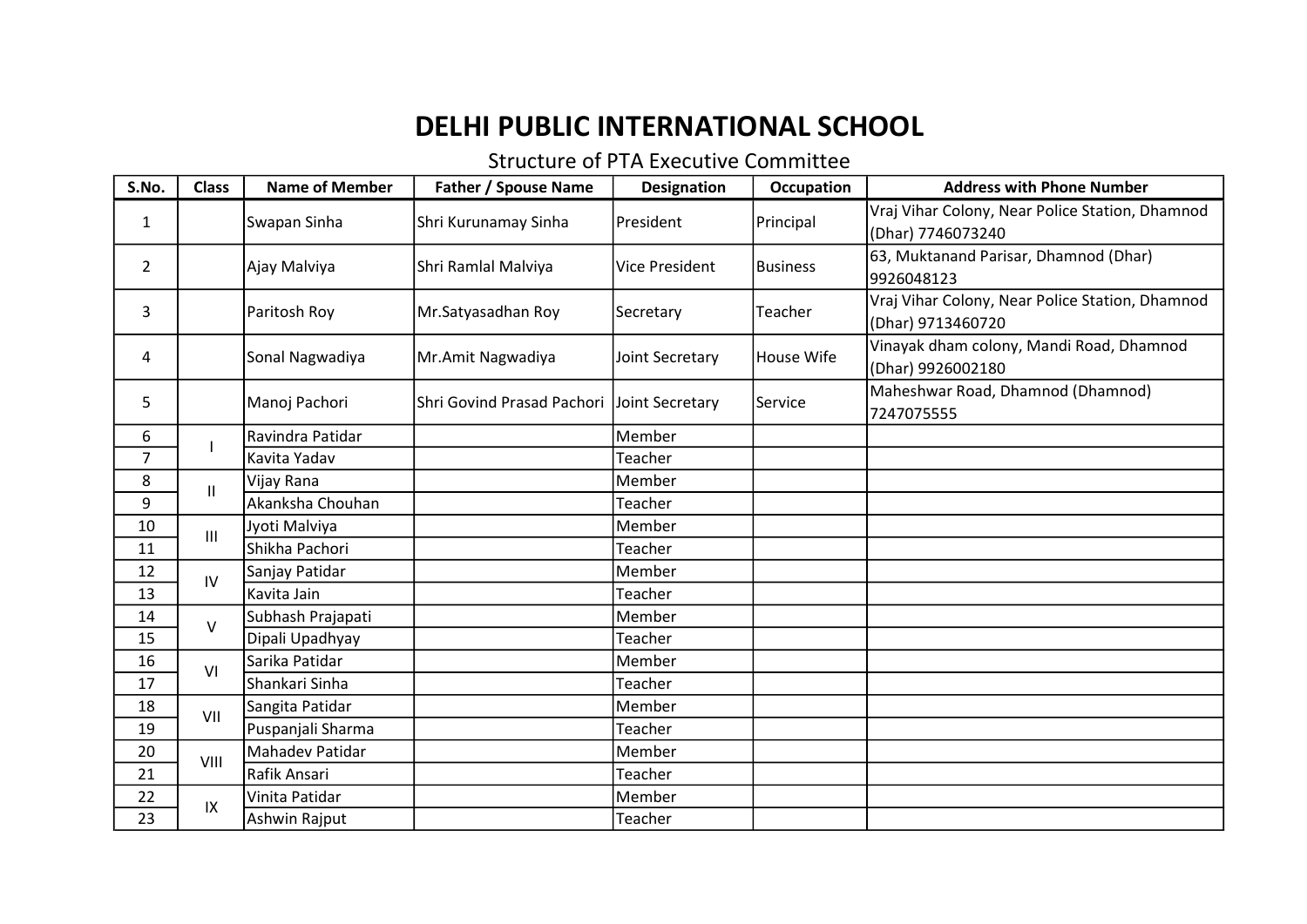# DELHI PUBLIC INTERNATIONAL SCHOOL

Structure of PTA Executive Committee

| S.No. | Class | Name of Member | Father / Spouse Name | Designation | Occupation | Address with Phone Number |
|---|---|---|---|---|---|---|
| 1 | | Swapan Sinha | Shri Kurunamay Sinha | President | Principal | Vraj Vihar Colony, Near Police Station, Dhamnod (Dhar) 7746073240 |
| 2 | | Ajay Malviya | Shri Ramlal Malviya | Vice President | Business | 63, Muktanand Parisar, Dhamnod (Dhar) 9926048123 |
| 3 | | Paritosh Roy | Mr.Satyasadhan Roy | Secretary | Teacher | Vraj Vihar Colony, Near Police Station, Dhamnod (Dhar) 9713460720 |
| 4 | | Sonal Nagwadiya | Mr.Amit Nagwadiya | Joint Secretary | House Wife | Vinayak dham colony, Mandi Road, Dhamnod (Dhar) 9926002180 |
| 5 | | Manoj Pachori | Shri Govind Prasad Pachori | Joint Secretary | Service | Maheshwar Road, Dhamnod (Dhamnod) 7247075555 |
| 6 | I | Ravindra Patidar | | Member | | |
| 7 | | Kavita Yadav | | Teacher | | |
| 8 | II | Vijay Rana | | Member | | |
| 9 | | Akanksha Chouhan | | Teacher | | |
| 10 | III | Jyoti Malviya | | Member | | |
| 11 | | Shikha Pachori | | Teacher | | |
| 12 | IV | Sanjay Patidar | | Member | | |
| 13 | | Kavita Jain | | Teacher | | |
| 14 | V | Subhash Prajapati | | Member | | |
| 15 | | Dipali Upadhyay | | Teacher | | |
| 16 | VI | Sarika Patidar | | Member | | |
| 17 | | Shankari Sinha | | Teacher | | |
| 18 | VII | Sangita Patidar | | Member | | |
| 19 | | Puspanjali Sharma | | Teacher | | |
| 20 | VIII | Mahadev Patidar | | Member | | |
| 21 | | Rafik Ansari | | Teacher | | |
| 22 | IX | Vinita Patidar | | Member | | |
| 23 | | Ashwin Rajput | | Teacher | | |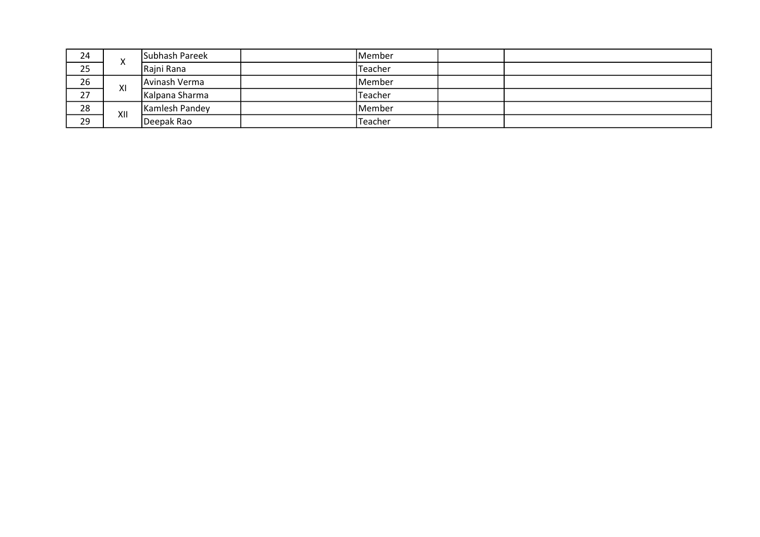| | | | | | | |
|---|---|---|---|---|---|---|
| 24 | X | Subhash Pareek | | Member | | |
| 25 | | Rajni Rana | | Teacher | | |
| 26 | XI | Avinash Verma | | Member | | |
| 27 | | Kalpana Sharma | | Teacher | | |
| 28 | XII | Kamlesh Pandey | | Member | | |
| 29 | | Deepak Rao | | Teacher | | |